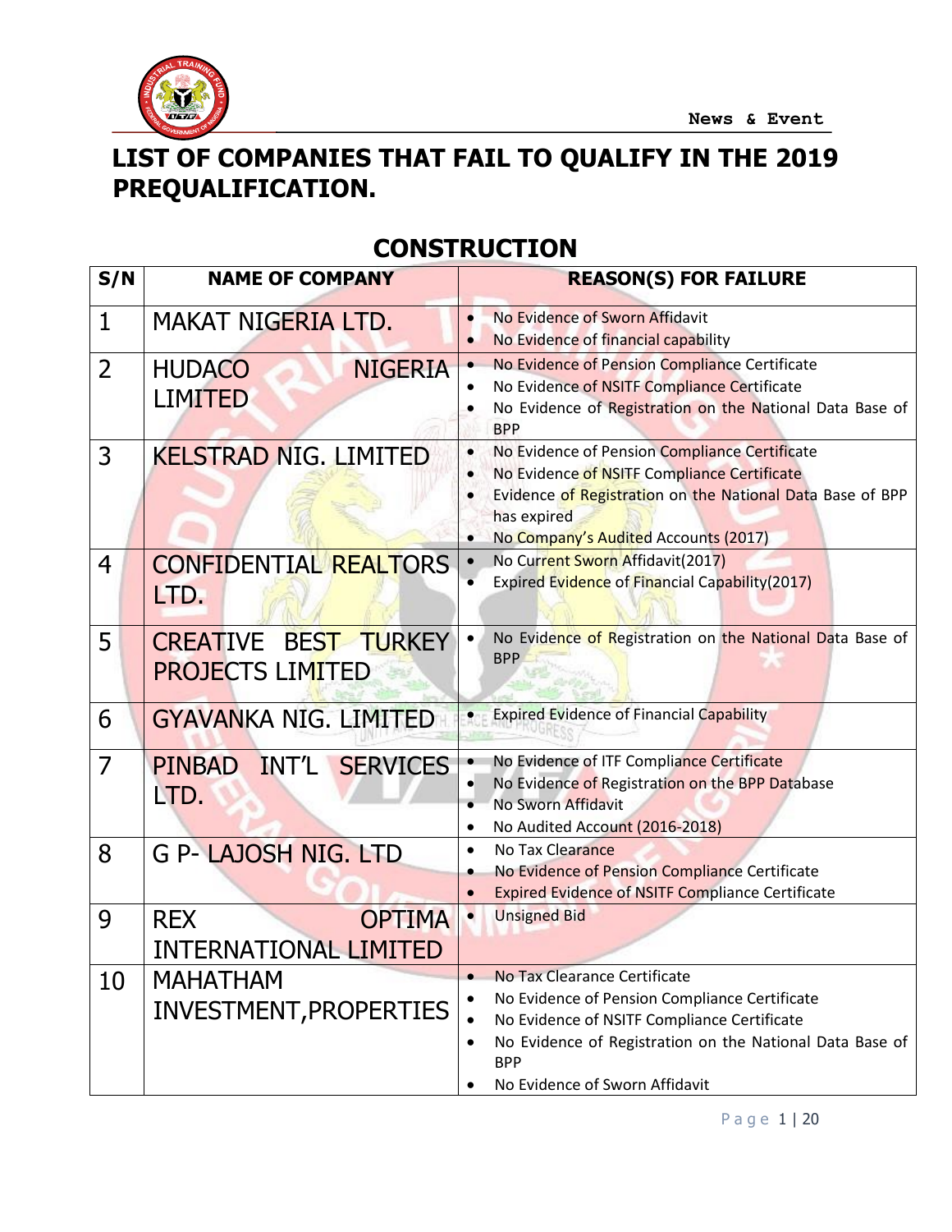News & Event

# LIST OF COMPANIES THAT FAIL TO QUALIFY IN THE 2019 PREQUALIFICATION.

## CONSTRUCTION

| S/N | NAME OF COMPANY | REASON(S) FOR FAILURE |
| --- | --- | --- |
| 1 | MAKAT NIGERIA LTD. | • No Evidence of Sworn Affidavit<br>• No Evidence of financial capability |
| 2 | HUDACO NIGERIA LIMITED | • No Evidence of Pension Compliance Certificate<br>• No Evidence of NSITF Compliance Certificate<br>• No Evidence of Registration on the National Data Base of BPP |
| 3 | KELSTRAD NIG. LIMITED | • No Evidence of Pension Compliance Certificate<br>• No Evidence of NSITF Compliance Certificate<br>• Evidence of Registration on the National Data Base of BPP has expired<br>• No Company's Audited Accounts (2017) |
| 4 | CONFIDENTIAL REALTORS LTD. | • No Current Sworn Affidavit(2017)<br>• Expired Evidence of Financial Capability(2017) |
| 5 | CREATIVE BEST TURKEY PROJECTS LIMITED | • No Evidence of Registration on the National Data Base of BPP |
| 6 | GYAVANKA NIG. LIMITED | • Expired Evidence of Financial Capability |
| 7 | PINBAD INT'L SERVICES LTD. | • No Evidence of ITF Compliance Certificate<br>• No Evidence of Registration on the BPP Database<br>• No Sworn Affidavit<br>• No Audited Account (2016-2018) |
| 8 | G P- LAJOSH NIG. LTD | • No Tax Clearance<br>• No Evidence of Pension Compliance Certificate<br>• Expired Evidence of NSITF Compliance Certificate |
| 9 | REX OPTIMA INTERNATIONAL LIMITED | • Unsigned Bid |
| 10 | MAHATHAM INVESTMENT,PROPERTIES | • No Tax Clearance Certificate<br>• No Evidence of Pension Compliance Certificate<br>• No Evidence of NSITF Compliance Certificate<br>• No Evidence of Registration on the National Data Base of BPP<br>• No Evidence of Sworn Affidavit |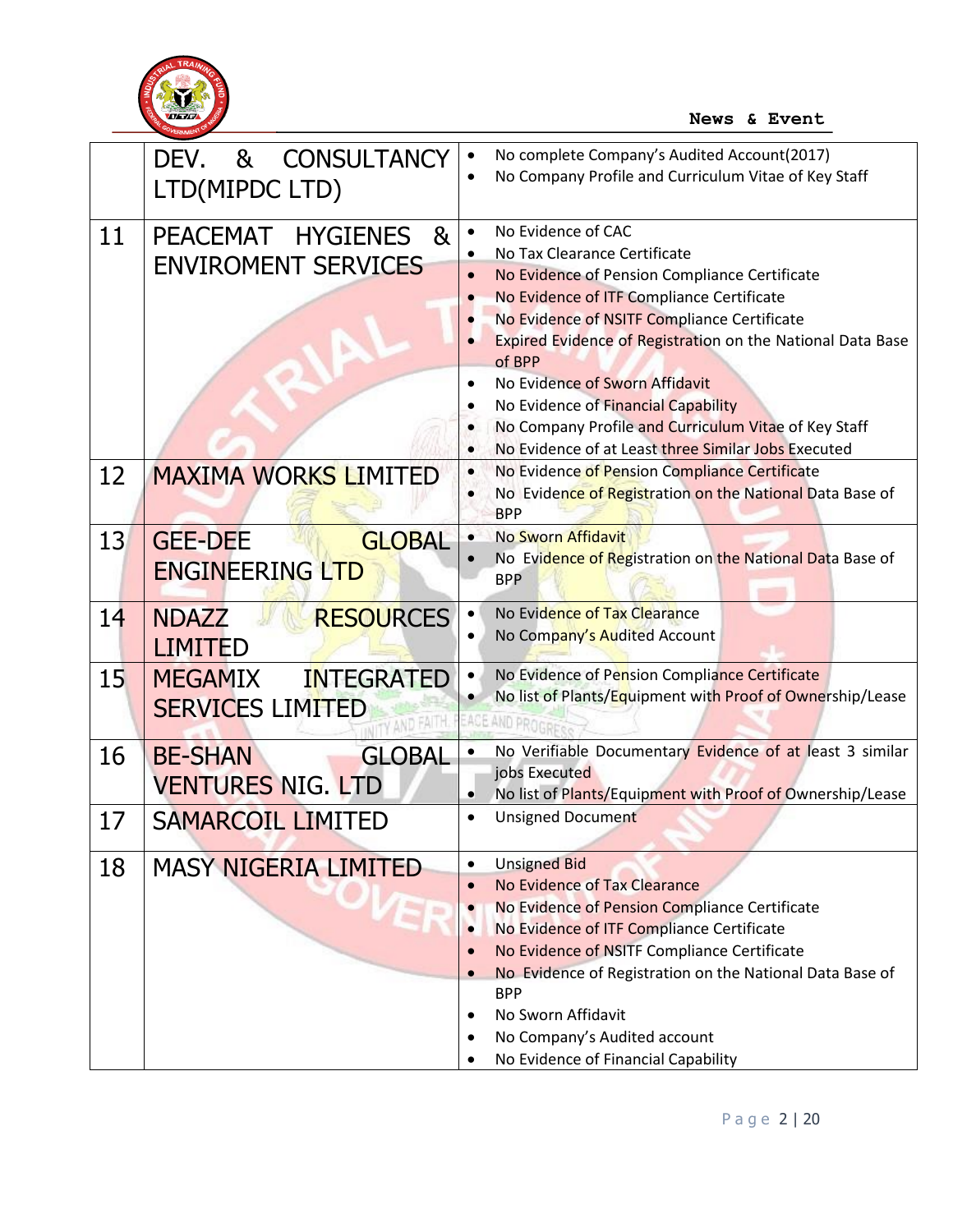|  |  |  |
|---|---|---|
|  | DEV. & CONSULTANCY LTD(MIPDC LTD) | • No complete Company's Audited Account(2017)<br>• No Company Profile and Curriculum Vitae of Key Staff |
| 11 | PEACEMAT HYGIENES & ENVIROMENT SERVICES | • No Evidence of CAC<br>• No Tax Clearance Certificate<br>• No Evidence of Pension Compliance Certificate<br>• No Evidence of ITF Compliance Certificate<br>• No Evidence of NSITF Compliance Certificate<br>• Expired Evidence of Registration on the National Data Base of BPP<br>• No Evidence of Sworn Affidavit<br>• No Evidence of Financial Capability<br>• No Company Profile and Curriculum Vitae of Key Staff<br>• No Evidence of at Least three Similar Jobs Executed |
| 12 | MAXIMA WORKS LIMITED | • No Evidence of Pension Compliance Certificate<br>• No Evidence of Registration on the National Data Base of BPP |
| 13 | GEE-DEE GLOBAL ENGINEERING LTD | • No Sworn Affidavit<br>• No Evidence of Registration on the National Data Base of BPP |
| 14 | NDAZZ RESOURCES LIMITED | • No Evidence of Tax Clearance<br>• No Company's Audited Account |
| 15 | MEGAMIX INTEGRATED SERVICES LIMITED | • No Evidence of Pension Compliance Certificate<br>• No list of Plants/Equipment with Proof of Ownership/Lease |
| 16 | BE-SHAN GLOBAL VENTURES NIG. LTD | • No Verifiable Documentary Evidence of at least 3 similar jobs Executed<br>• No list of Plants/Equipment with Proof of Ownership/Lease |
| 17 | SAMARCOIL LIMITED | • Unsigned Document |
| 18 | MASY NIGERIA LIMITED | • Unsigned Bid<br>• No Evidence of Tax Clearance<br>• No Evidence of Pension Compliance Certificate<br>• No Evidence of ITF Compliance Certificate<br>• No Evidence of NSITF Compliance Certificate<br>• No Evidence of Registration on the National Data Base of BPP<br>• No Sworn Affidavit<br>• No Company's Audited account<br>• No Evidence of Financial Capability |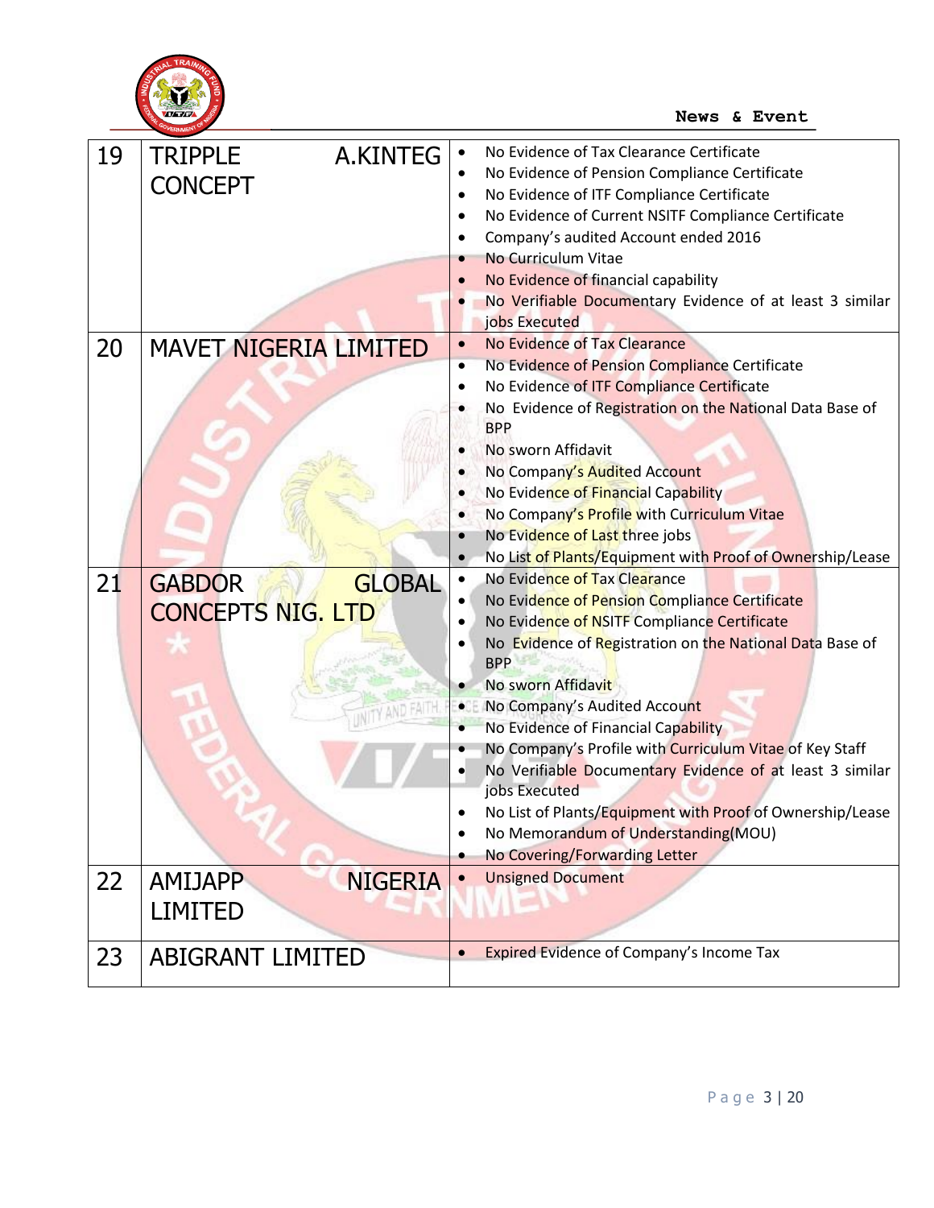| | | |
|---|---|---|
| 19 | TRIPPLE A.KINTEG CONCEPT | • No Evidence of Tax Clearance Certificate<br>• No Evidence of Pension Compliance Certificate<br>• No Evidence of ITF Compliance Certificate<br>• No Evidence of Current NSITF Compliance Certificate<br>• Company's audited Account ended 2016<br>• No Curriculum Vitae<br>• No Evidence of financial capability<br>• No Verifiable Documentary Evidence of at least 3 similar jobs Executed |
| 20 | MAVET NIGERIA LIMITED | • No Evidence of Tax Clearance<br>• No Evidence of Pension Compliance Certificate<br>• No Evidence of ITF Compliance Certificate<br>• No Evidence of Registration on the National Data Base of BPP<br>• No sworn Affidavit<br>• No Company's Audited Account<br>• No Evidence of Financial Capability<br>• No Company's Profile with Curriculum Vitae<br>• No Evidence of Last three jobs<br>• No List of Plants/Equipment with Proof of Ownership/Lease |
| 21 | GABDOR GLOBAL CONCEPTS NIG. LTD | • No Evidence of Tax Clearance<br>• No Evidence of Pension Compliance Certificate<br>• No Evidence of NSITF Compliance Certificate<br>• No Evidence of Registration on the National Data Base of BPP<br>• No sworn Affidavit<br>• No Company's Audited Account<br>• No Evidence of Financial Capability<br>• No Company's Profile with Curriculum Vitae of Key Staff<br>• No Verifiable Documentary Evidence of at least 3 similar jobs Executed<br>• No List of Plants/Equipment with Proof of Ownership/Lease<br>• No Memorandum of Understanding(MOU)<br>• No Covering/Forwarding Letter |
| 22 | AMIJAPP NIGERIA LIMITED | • Unsigned Document |
| 23 | ABIGRANT LIMITED | • Expired Evidence of Company's Income Tax |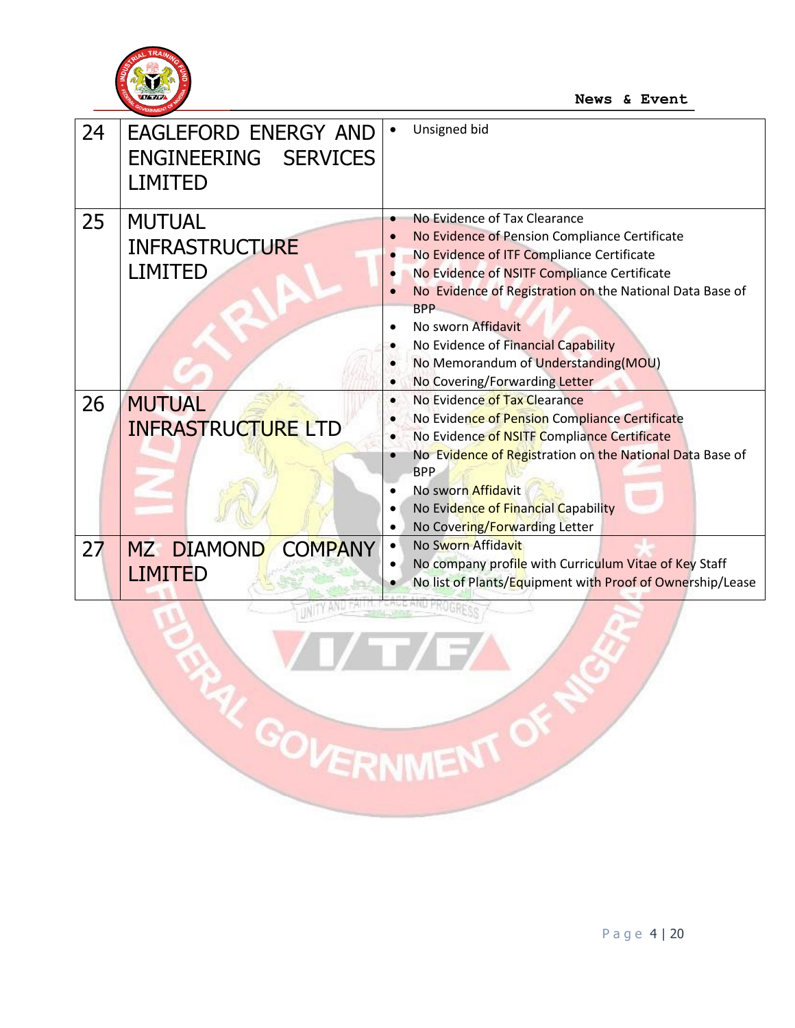| 24 | EAGLEFORD ENERGY AND ENGINEERING SERVICES LIMITED | • Unsigned bid |
|---|---|---|
| 25 | MUTUAL INFRASTRUCTURE LIMITED | • No Evidence of Tax Clearance<br>• No Evidence of Pension Compliance Certificate<br>• No Evidence of ITF Compliance Certificate<br>• No Evidence of NSITF Compliance Certificate<br>• No Evidence of Registration on the National Data Base of BPP<br>• No sworn Affidavit<br>• No Evidence of Financial Capability<br>• No Memorandum of Understanding(MOU)<br>• No Covering/Forwarding Letter |
| 26 | MUTUAL INFRASTRUCTURE LTD | • No Evidence of Tax Clearance<br>• No Evidence of Pension Compliance Certificate<br>• No Evidence of NSITF Compliance Certificate<br>• No Evidence of Registration on the National Data Base of BPP<br>• No sworn Affidavit<br>• No Evidence of Financial Capability<br>• No Covering/Forwarding Letter |
| 27 | MZ DIAMOND COMPANY LIMITED | • No Sworn Affidavit<br>• No company profile with Curriculum Vitae of Key Staff<br>• No list of Plants/Equipment with Proof of Ownership/Lease |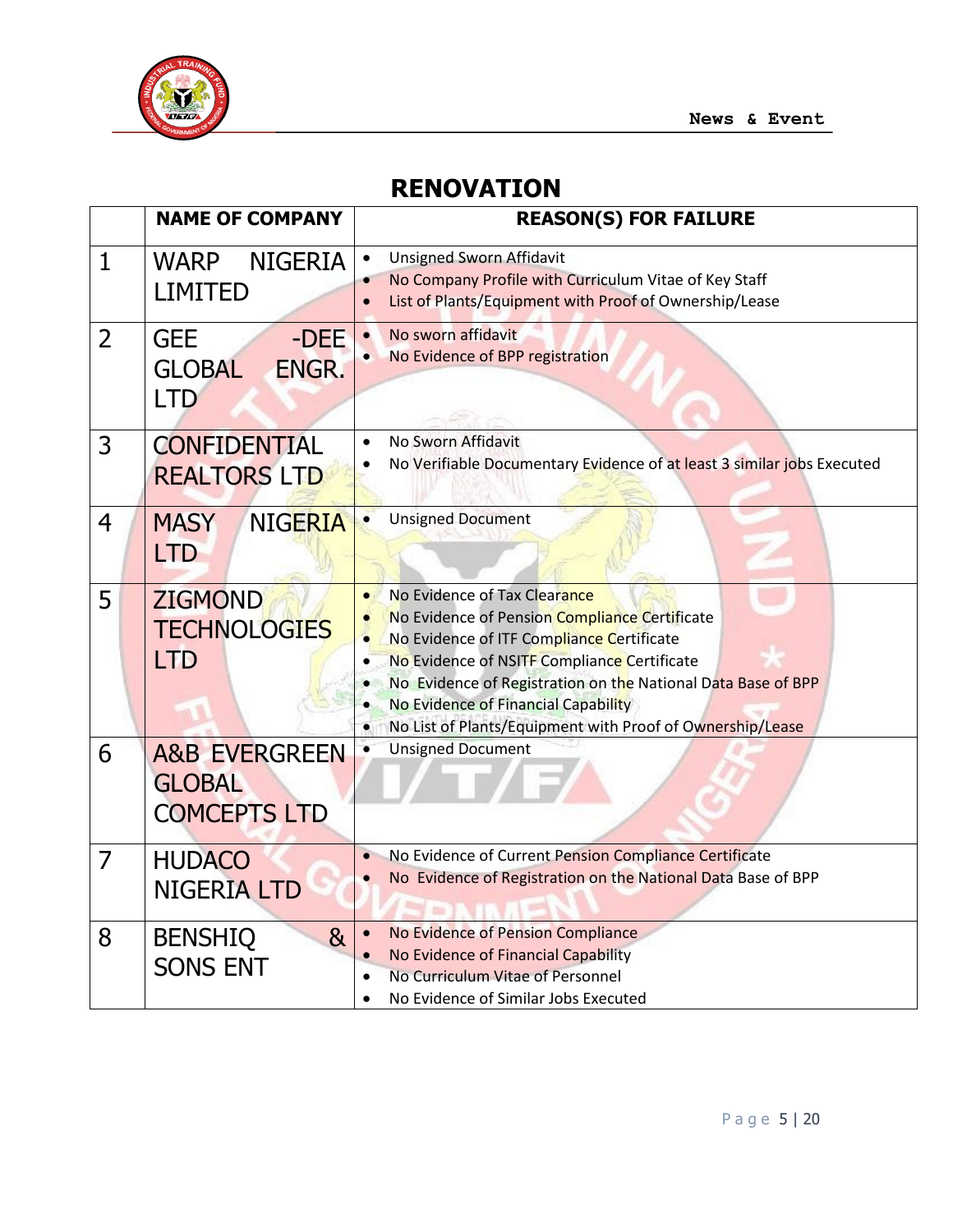# RENOVATION

| | NAME OF COMPANY | REASON(S) FOR FAILURE |
|---|---|---|
| 1 | WARP NIGERIA LIMITED | • Unsigned Sworn Affidavit<br>• No Company Profile with Curriculum Vitae of Key Staff<br>• List of Plants/Equipment with Proof of Ownership/Lease |
| 2 | GEE -DEE GLOBAL ENGR. LTD | • No sworn affidavit<br>• No Evidence of BPP registration |
| 3 | CONFIDENTIAL REALTORS LTD | • No Sworn Affidavit<br>• No Verifiable Documentary Evidence of at least 3 similar jobs Executed |
| 4 | MASY NIGERIA LTD | • Unsigned Document |
| 5 | ZIGMOND TECHNOLOGIES LTD | • No Evidence of Tax Clearance<br>• No Evidence of Pension Compliance Certificate<br>• No Evidence of ITF Compliance Certificate<br>• No Evidence of NSITF Compliance Certificate<br>• No Evidence of Registration on the National Data Base of BPP<br>• No Evidence of Financial Capability<br>• No List of Plants/Equipment with Proof of Ownership/Lease |
| 6 | A&B EVERGREEN GLOBAL COMCEPTS LTD | • Unsigned Document |
| 7 | HUDACO NIGERIA LTD | • No Evidence of Current Pension Compliance Certificate<br>• No Evidence of Registration on the National Data Base of BPP |
| 8 | BENSHIQ & SONS ENT | • No Evidence of Pension Compliance<br>• No Evidence of Financial Capability<br>• No Curriculum Vitae of Personnel<br>• No Evidence of Similar Jobs Executed |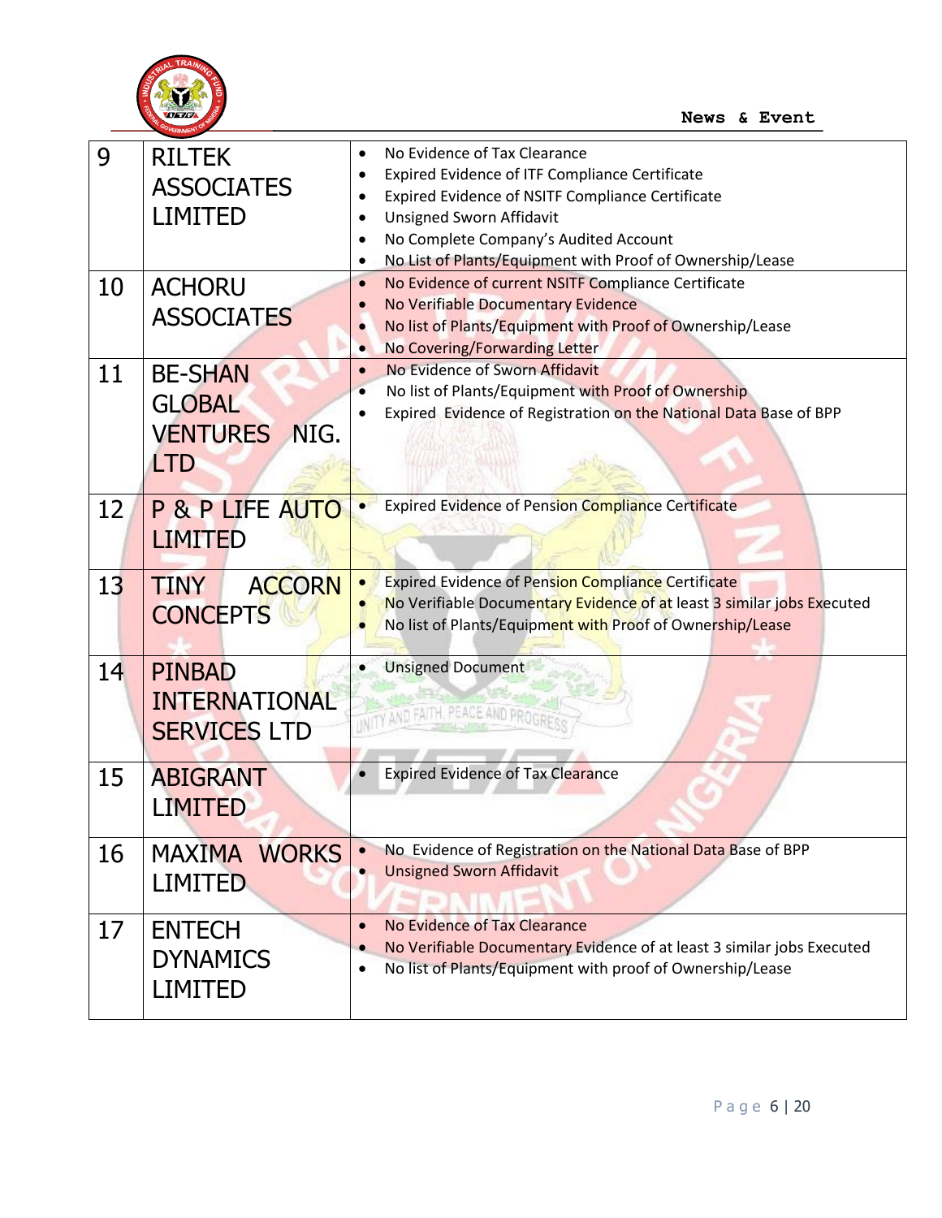| 9 | RILTEK ASSOCIATES LIMITED | • No Evidence of Tax Clearance<br>• Expired Evidence of ITF Compliance Certificate<br>• Expired Evidence of NSITF Compliance Certificate<br>• Unsigned Sworn Affidavit<br>• No Complete Company's Audited Account<br>• No List of Plants/Equipment with Proof of Ownership/Lease |
|---|---|---|
| 10 | ACHORU ASSOCIATES | • No Evidence of current NSITF Compliance Certificate<br>• No Verifiable Documentary Evidence<br>• No list of Plants/Equipment with Proof of Ownership/Lease<br>• No Covering/Forwarding Letter |
| 11 | BE-SHAN GLOBAL VENTURES NIG. LTD | • No Evidence of Sworn Affidavit<br>• No list of Plants/Equipment with Proof of Ownership<br>• Expired Evidence of Registration on the National Data Base of BPP |
| 12 | P & P LIFE AUTO LIMITED | • Expired Evidence of Pension Compliance Certificate |
| 13 | TINY ACCORN CONCEPTS | • Expired Evidence of Pension Compliance Certificate<br>• No Verifiable Documentary Evidence of at least 3 similar jobs Executed<br>• No list of Plants/Equipment with Proof of Ownership/Lease |
| 14 | PINBAD INTERNATIONAL SERVICES LTD | • Unsigned Document |
| 15 | ABIGRANT LIMITED | • Expired Evidence of Tax Clearance |
| 16 | MAXIMA WORKS LIMITED | • No Evidence of Registration on the National Data Base of BPP<br>• Unsigned Sworn Affidavit |
| 17 | ENTECH DYNAMICS LIMITED | • No Evidence of Tax Clearance<br>• No Verifiable Documentary Evidence of at least 3 similar jobs Executed<br>• No list of Plants/Equipment with proof of Ownership/Lease |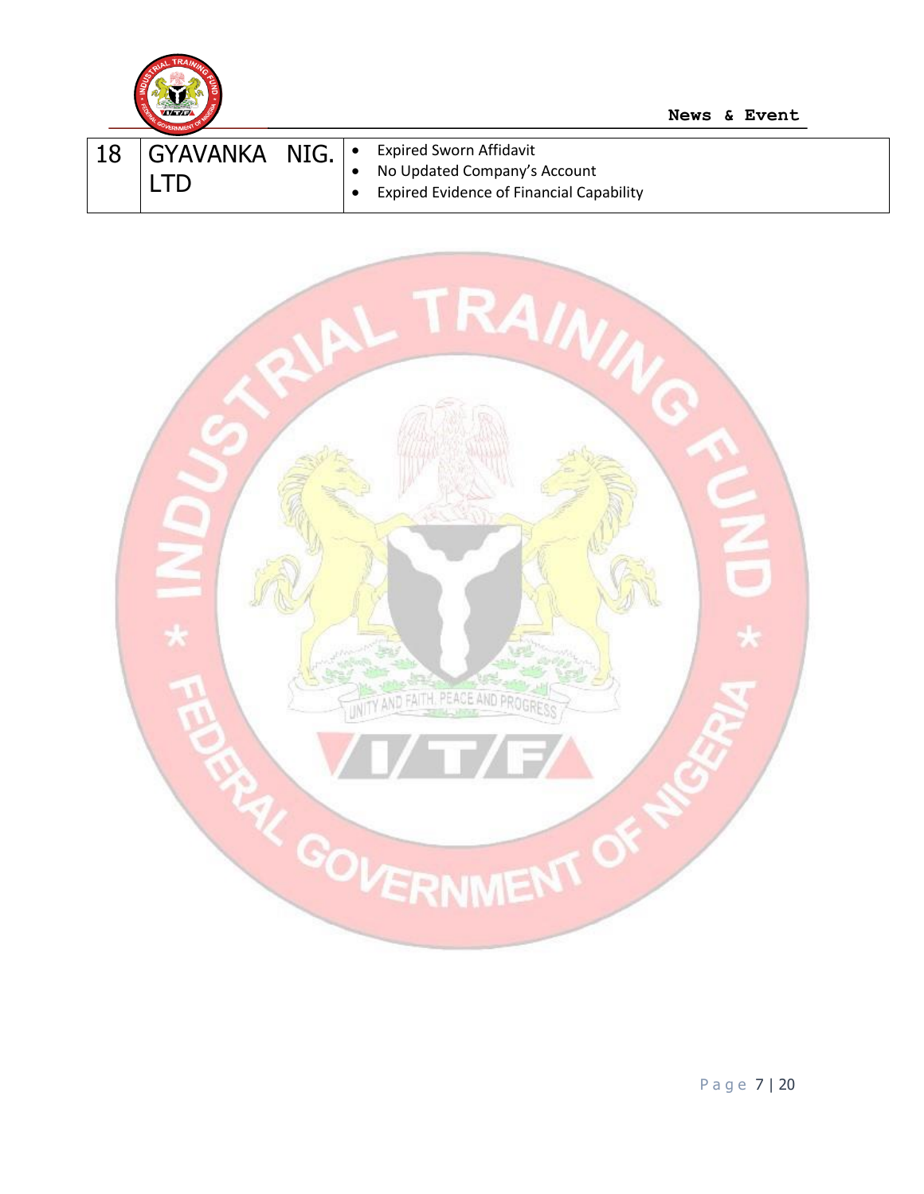| | | |
|---|---|---|
| 18 | GYAVANKA NIG. LTD | • Expired Sworn Affidavit<br>• No Updated Company's Account<br>• Expired Evidence of Financial Capability |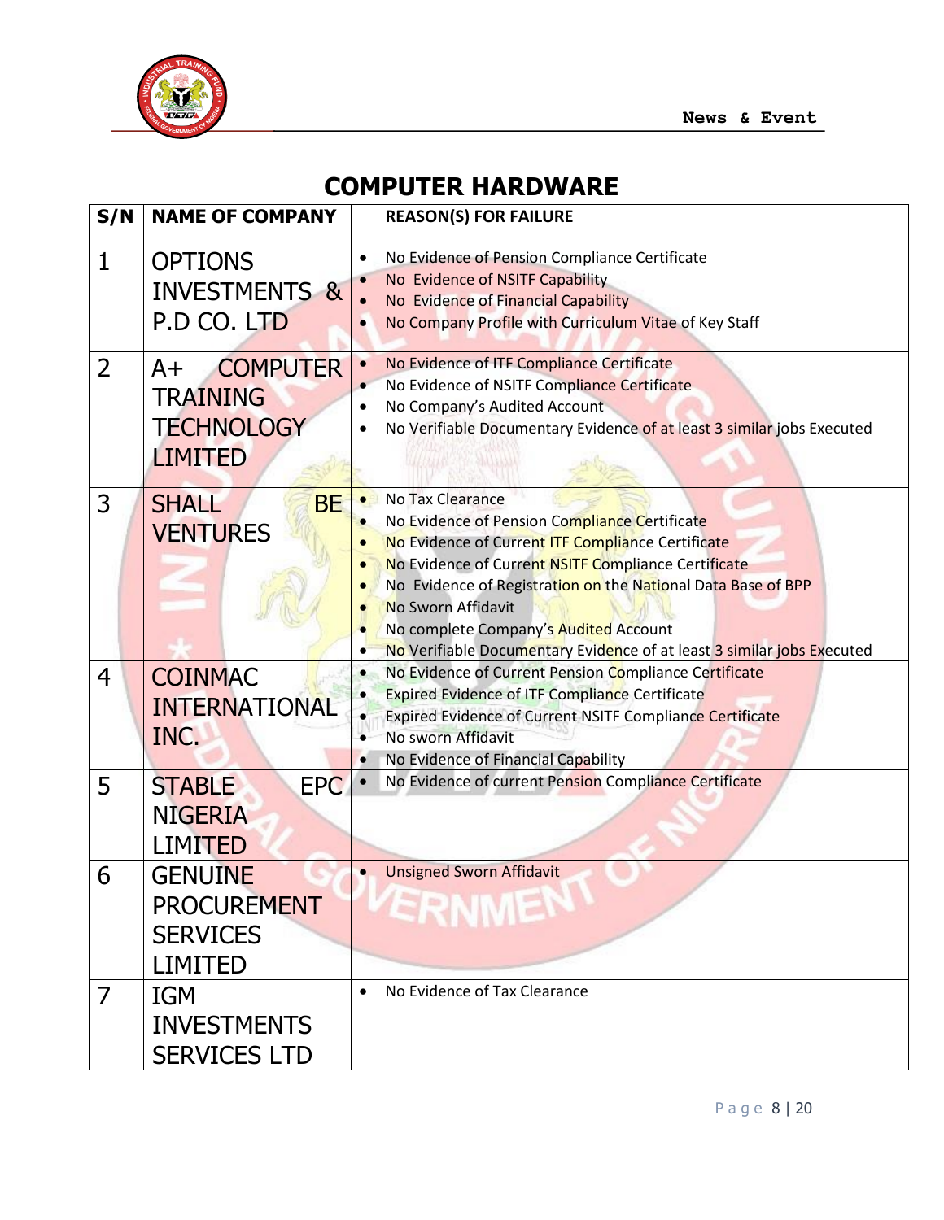## COMPUTER HARDWARE

| S/N | NAME OF COMPANY | REASON(S) FOR FAILURE |
|---|---|---|
| 1 | OPTIONS INVESTMENTS & P.D CO. LTD | • No Evidence of Pension Compliance Certificate<br>• No Evidence of NSITF Capability<br>• No Evidence of Financial Capability<br>• No Company Profile with Curriculum Vitae of Key Staff |
| 2 | A+ COMPUTER TRAINING TECHNOLOGY LIMITED | • No Evidence of ITF Compliance Certificate<br>• No Evidence of NSITF Compliance Certificate<br>• No Company's Audited Account<br>• No Verifiable Documentary Evidence of at least 3 similar jobs Executed |
| 3 | SHALL BE VENTURES | • No Tax Clearance<br>• No Evidence of Pension Compliance Certificate<br>• No Evidence of Current ITF Compliance Certificate<br>• No Evidence of Current NSITF Compliance Certificate<br>• No Evidence of Registration on the National Data Base of BPP<br>• No Sworn Affidavit<br>• No complete Company's Audited Account<br>• No Verifiable Documentary Evidence of at least 3 similar jobs Executed |
| 4 | COINMAC INTERNATIONAL INC. | • No Evidence of Current Pension Compliance Certificate<br>• Expired Evidence of ITF Compliance Certificate<br>• Expired Evidence of Current NSITF Compliance Certificate<br>• No sworn Affidavit<br>• No Evidence of Financial Capability |
| 5 | STABLE EPC NIGERIA LIMITED | • No Evidence of current Pension Compliance Certificate |
| 6 | GENUINE PROCUREMENT SERVICES LIMITED | • Unsigned Sworn Affidavit |
| 7 | IGM INVESTMENTS SERVICES LTD | • No Evidence of Tax Clearance |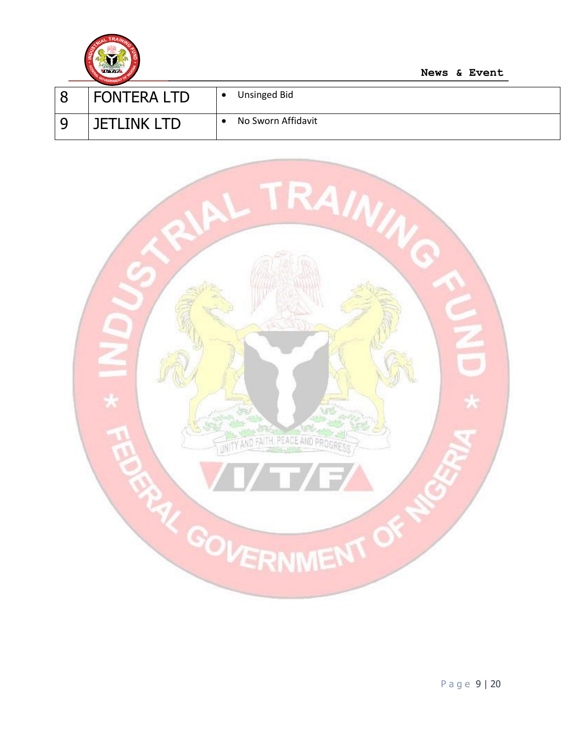| 8 | FONTERA LTD | • Unsinged Bid |
|---|---|---|
| 9 | JETLINK LTD | • No Sworn Affidavit |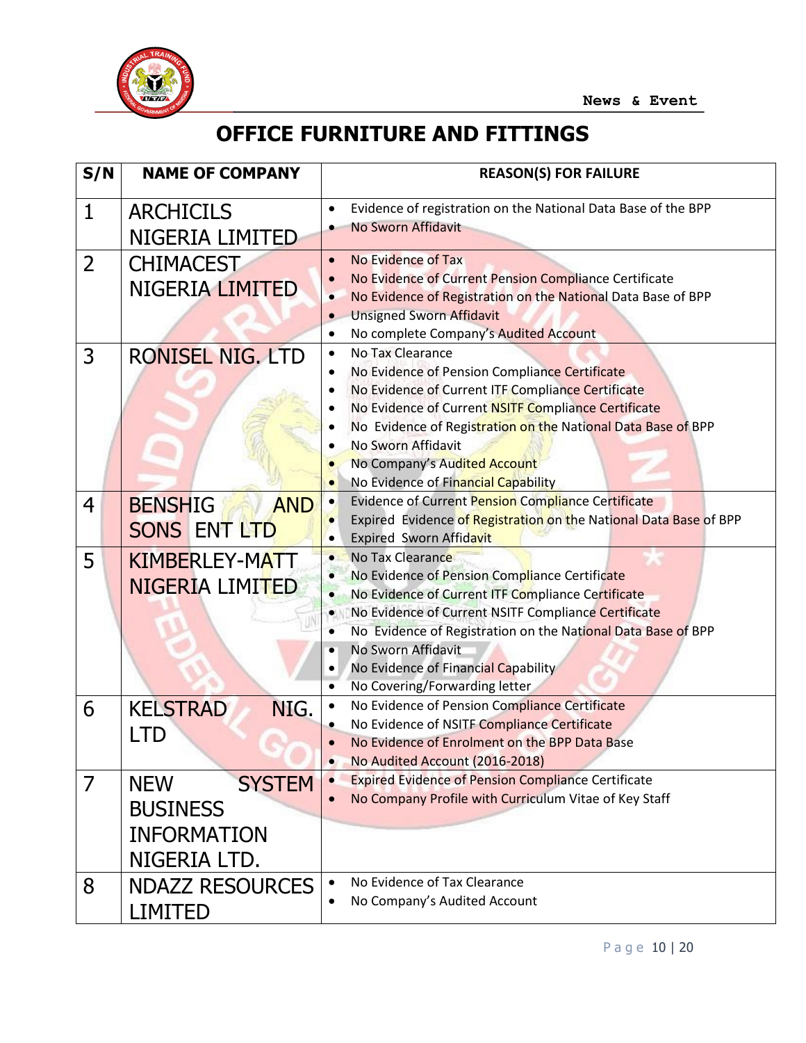# OFFICE FURNITURE AND FITTINGS

| S/N | NAME OF COMPANY | REASON(S) FOR FAILURE |
|---|---|---|
| 1 | ARCHICILS NIGERIA LIMITED | • Evidence of registration on the National Data Base of the BPP<br>• No Sworn Affidavit |
| 2 | CHIMACEST NIGERIA LIMITED | • No Evidence of Tax<br>• No Evidence of Current Pension Compliance Certificate<br>• No Evidence of Registration on the National Data Base of BPP<br>• Unsigned Sworn Affidavit<br>• No complete Company's Audited Account |
| 3 | RONISEL NIG. LTD | • No Tax Clearance<br>• No Evidence of Pension Compliance Certificate<br>• No Evidence of Current ITF Compliance Certificate<br>• No Evidence of Current NSITF Compliance Certificate<br>• No Evidence of Registration on the National Data Base of BPP<br>• No Sworn Affidavit<br>• No Company's Audited Account<br>• No Evidence of Financial Capability |
| 4 | BENSHIG AND SONS ENT LTD | • Evidence of Current Pension Compliance Certificate<br>• Expired Evidence of Registration on the National Data Base of BPP<br>• Expired Sworn Affidavit |
| 5 | KIMBERLEY-MATT NIGERIA LIMITED | • No Tax Clearance<br>• No Evidence of Pension Compliance Certificate<br>• No Evidence of Current ITF Compliance Certificate<br>• No Evidence of Current NSITF Compliance Certificate<br>• No Evidence of Registration on the National Data Base of BPP<br>• No Sworn Affidavit<br>• No Evidence of Financial Capability<br>• No Covering/Forwarding letter |
| 6 | KELSTRAD NIG. LTD | • No Evidence of Pension Compliance Certificate<br>• No Evidence of NSITF Compliance Certificate<br>• No Evidence of Enrolment on the BPP Data Base<br>• No Audited Account (2016-2018) |
| 7 | NEW SYSTEM BUSINESS INFORMATION NIGERIA LTD. | • Expired Evidence of Pension Compliance Certificate<br>• No Company Profile with Curriculum Vitae of Key Staff |
| 8 | NDAZZ RESOURCES LIMITED | • No Evidence of Tax Clearance<br>• No Company's Audited Account |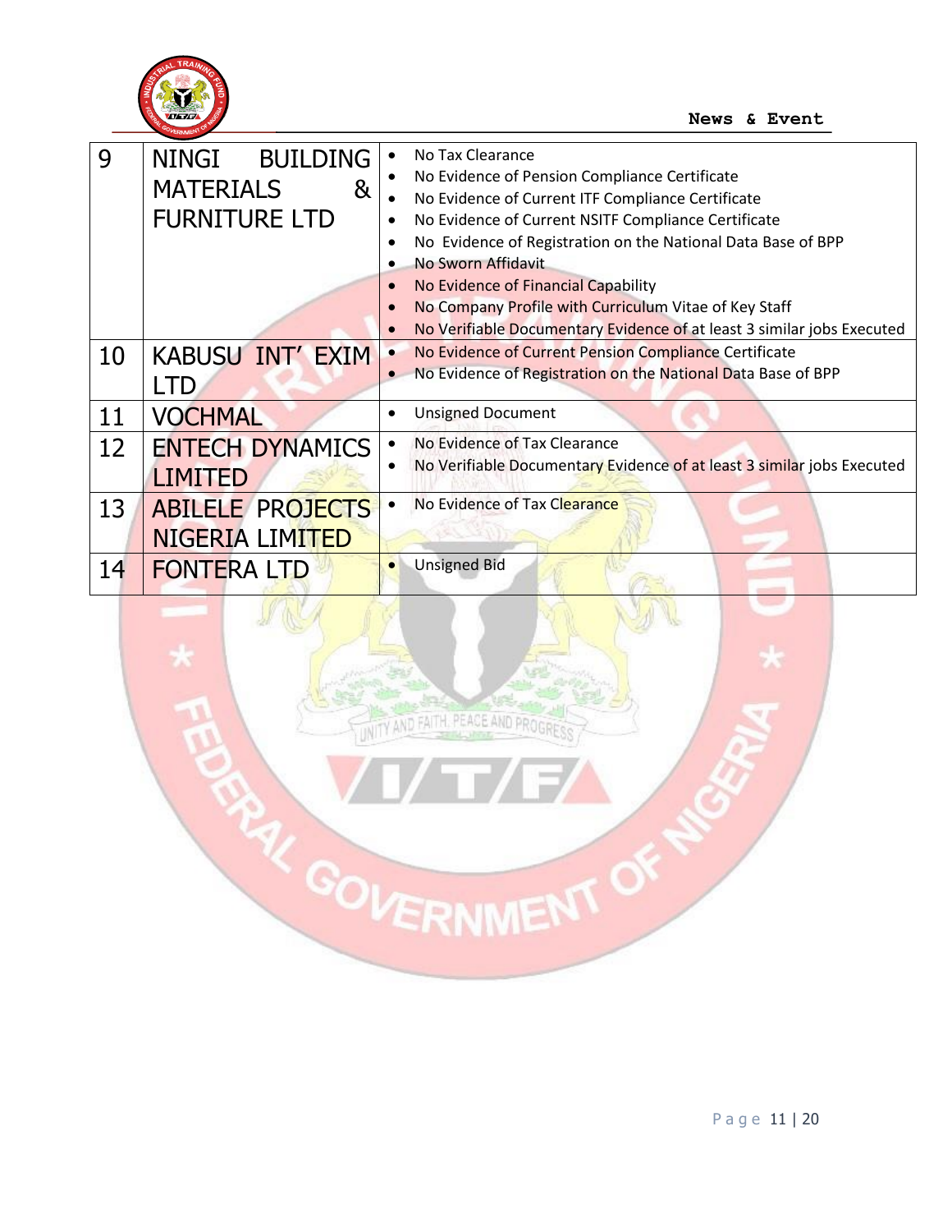| 9 | NINGI BUILDING MATERIALS & FURNITURE LTD | • No Tax Clearance<br>• No Evidence of Pension Compliance Certificate<br>• No Evidence of Current ITF Compliance Certificate<br>• No Evidence of Current NSITF Compliance Certificate<br>• No Evidence of Registration on the National Data Base of BPP<br>• No Sworn Affidavit<br>• No Evidence of Financial Capability<br>• No Company Profile with Curriculum Vitae of Key Staff<br>• No Verifiable Documentary Evidence of at least 3 similar jobs Executed |
|---|---|---|
| 10 | KABUSU INT' EXIM LTD | • No Evidence of Current Pension Compliance Certificate<br>• No Evidence of Registration on the National Data Base of BPP |
| 11 | VOCHMAL | • Unsigned Document |
| 12 | ENTECH DYNAMICS LIMITED | • No Evidence of Tax Clearance<br>• No Verifiable Documentary Evidence of at least 3 similar jobs Executed |
| 13 | ABILELE PROJECTS NIGERIA LIMITED | • No Evidence of Tax Clearance |
| 14 | FONTERA LTD | • Unsigned Bid |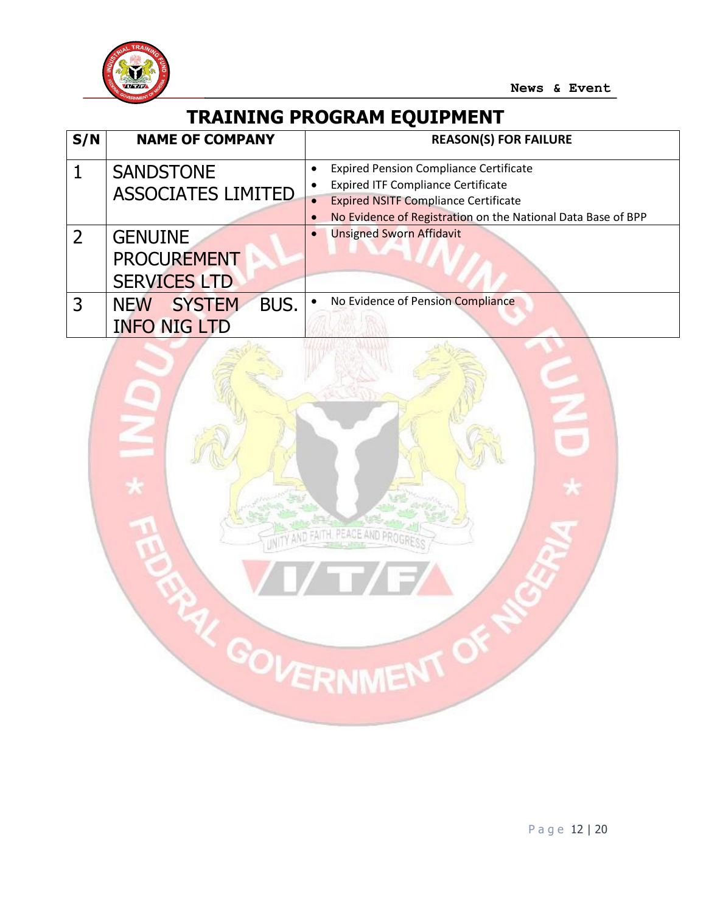# TRAINING PROGRAM EQUIPMENT

| S/N | NAME OF COMPANY | REASON(S) FOR FAILURE |
|---|---|---|
| 1 | SANDSTONE ASSOCIATES LIMITED | • Expired Pension Compliance Certificate<br>• Expired ITF Compliance Certificate<br>• Expired NSITF Compliance Certificate<br>• No Evidence of Registration on the National Data Base of BPP |
| 2 | GENUINE PROCUREMENT SERVICES LTD | • Unsigned Sworn Affidavit |
| 3 | NEW SYSTEM BUS. INFO NIG LTD | • No Evidence of Pension Compliance |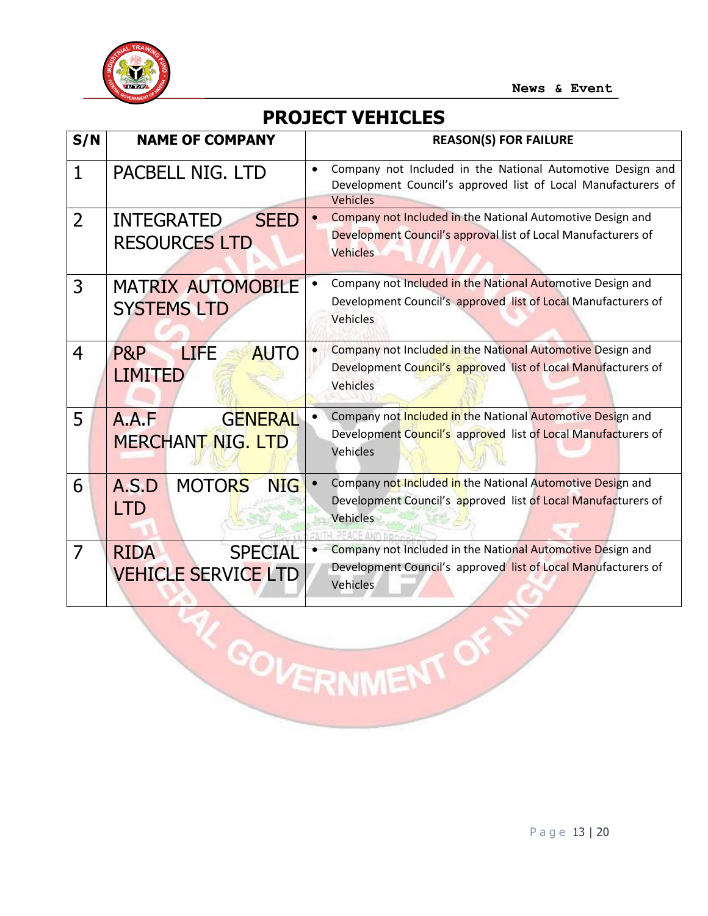## PROJECT VEHICLES

| S/N | NAME OF COMPANY | REASON(S) FOR FAILURE |
|---|---|---|
| 1 | PACBELL NIG. LTD | • Company not Included in the National Automotive Design and Development Council's approved list of Local Manufacturers of Vehicles |
| 2 | INTEGRATED SEED RESOURCES LTD | • Company not Included in the National Automotive Design and Development Council's approval list of Local Manufacturers of Vehicles |
| 3 | MATRIX AUTOMOBILE SYSTEMS LTD | • Company not Included in the National Automotive Design and Development Council's approved list of Local Manufacturers of Vehicles |
| 4 | P&P LIFE AUTO LIMITED | • Company not Included in the National Automotive Design and Development Council's approved list of Local Manufacturers of Vehicles |
| 5 | A.A.F GENERAL MERCHANT NIG. LTD | • Company not Included in the National Automotive Design and Development Council's approved list of Local Manufacturers of Vehicles |
| 6 | A.S.D MOTORS NIG LTD | • Company not Included in the National Automotive Design and Development Council's approved list of Local Manufacturers of Vehicles |
| 7 | RIDA SPECIAL VEHICLE SERVICE LTD | • Company not Included in the National Automotive Design and Development Council's approved list of Local Manufacturers of Vehicles |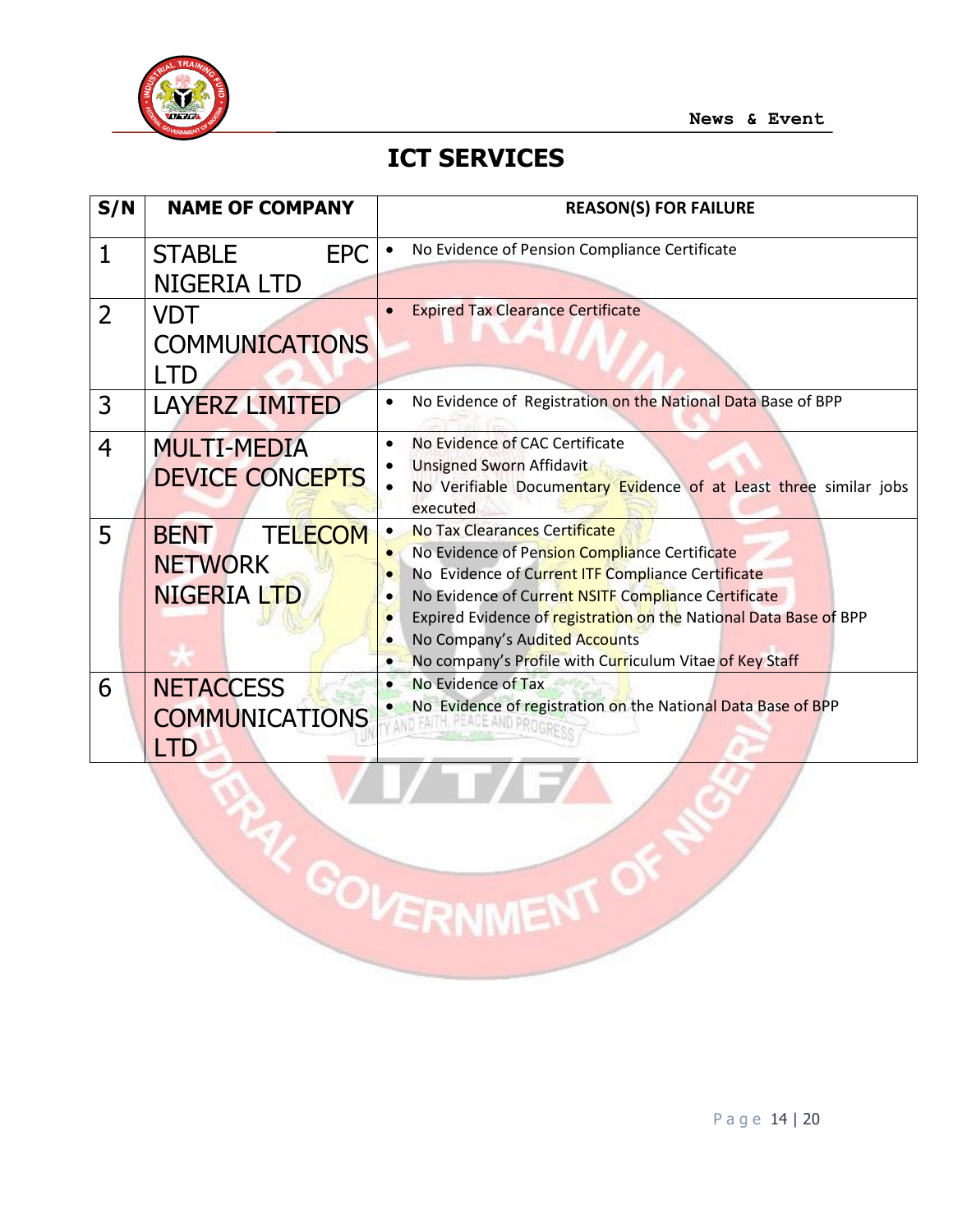# ICT SERVICES

| S/N | NAME OF COMPANY | REASON(S) FOR FAILURE |
|---|---|---|
| 1 | STABLE EPC NIGERIA LTD | • No Evidence of Pension Compliance Certificate |
| 2 | VDT COMMUNICATIONS LTD | • Expired Tax Clearance Certificate |
| 3 | LAYERZ LIMITED | • No Evidence of Registration on the National Data Base of BPP |
| 4 | MULTI-MEDIA DEVICE CONCEPTS | • No Evidence of CAC Certificate<br>• Unsigned Sworn Affidavit<br>• No Verifiable Documentary Evidence of at Least three similar jobs executed |
| 5 | BENT TELECOM NETWORK NIGERIA LTD | • No Tax Clearances Certificate<br>• No Evidence of Pension Compliance Certificate<br>• No Evidence of Current ITF Compliance Certificate<br>• No Evidence of Current NSITF Compliance Certificate<br>• Expired Evidence of registration on the National Data Base of BPP<br>• No Company's Audited Accounts<br>• No company's Profile with Curriculum Vitae of Key Staff |
| 6 | NETACCESS COMMUNICATIONS LTD | • No Evidence of Tax<br>• No Evidence of registration on the National Data Base of BPP |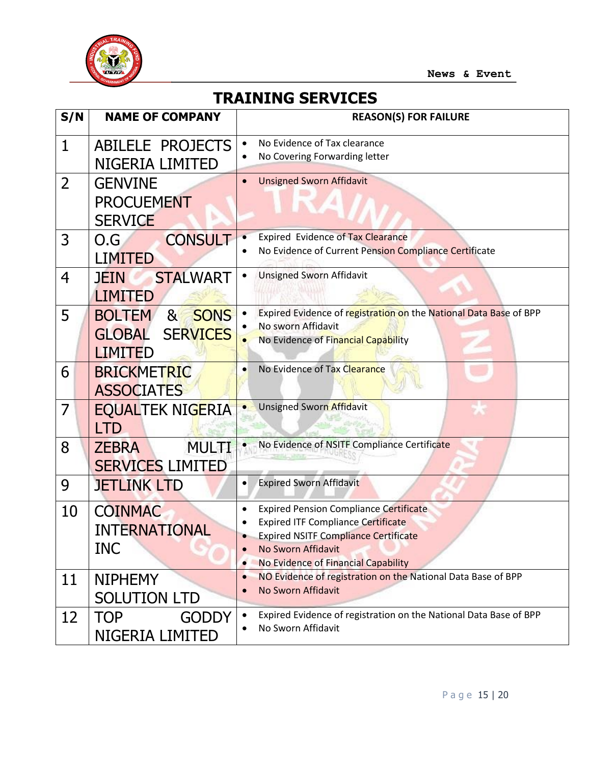## TRAINING SERVICES

| S/N | NAME OF COMPANY | REASON(S) FOR FAILURE |
| --- | --- | --- |
| 1 | ABILELE PROJECTS NIGERIA LIMITED | • No Evidence of Tax clearance<br>• No Covering Forwarding letter |
| 2 | GENVINE PROCUEMENT SERVICE | • Unsigned Sworn Affidavit |
| 3 | O.G CONSULT LIMITED | • Expired Evidence of Tax Clearance<br>• No Evidence of Current Pension Compliance Certificate |
| 4 | JEIN STALWART LIMITED | • Unsigned Sworn Affidavit |
| 5 | BOLTEM & SONS GLOBAL SERVICES LIMITED | • Expired Evidence of registration on the National Data Base of BPP<br>• No sworn Affidavit<br>• No Evidence of Financial Capability |
| 6 | BRICKMETRIC ASSOCIATES | • No Evidence of Tax Clearance |
| 7 | EQUALTEK NIGERIA LTD | • Unsigned Sworn Affidavit |
| 8 | ZEBRA MULTI SERVICES LIMITED | • No Evidence of NSITF Compliance Certificate |
| 9 | JETLINK LTD | • Expired Sworn Affidavit |
| 10 | COINMAC INTERNATIONAL INC | • Expired Pension Compliance Certificate<br>• Expired ITF Compliance Certificate<br>• Expired NSITF Compliance Certificate<br>• No Sworn Affidavit<br>• No Evidence of Financial Capability |
| 11 | NIPHEMY SOLUTION LTD | • NO Evidence of registration on the National Data Base of BPP<br>• No Sworn Affidavit |
| 12 | TOP GODDY NIGERIA LIMITED | • Expired Evidence of registration on the National Data Base of BPP<br>• No Sworn Affidavit |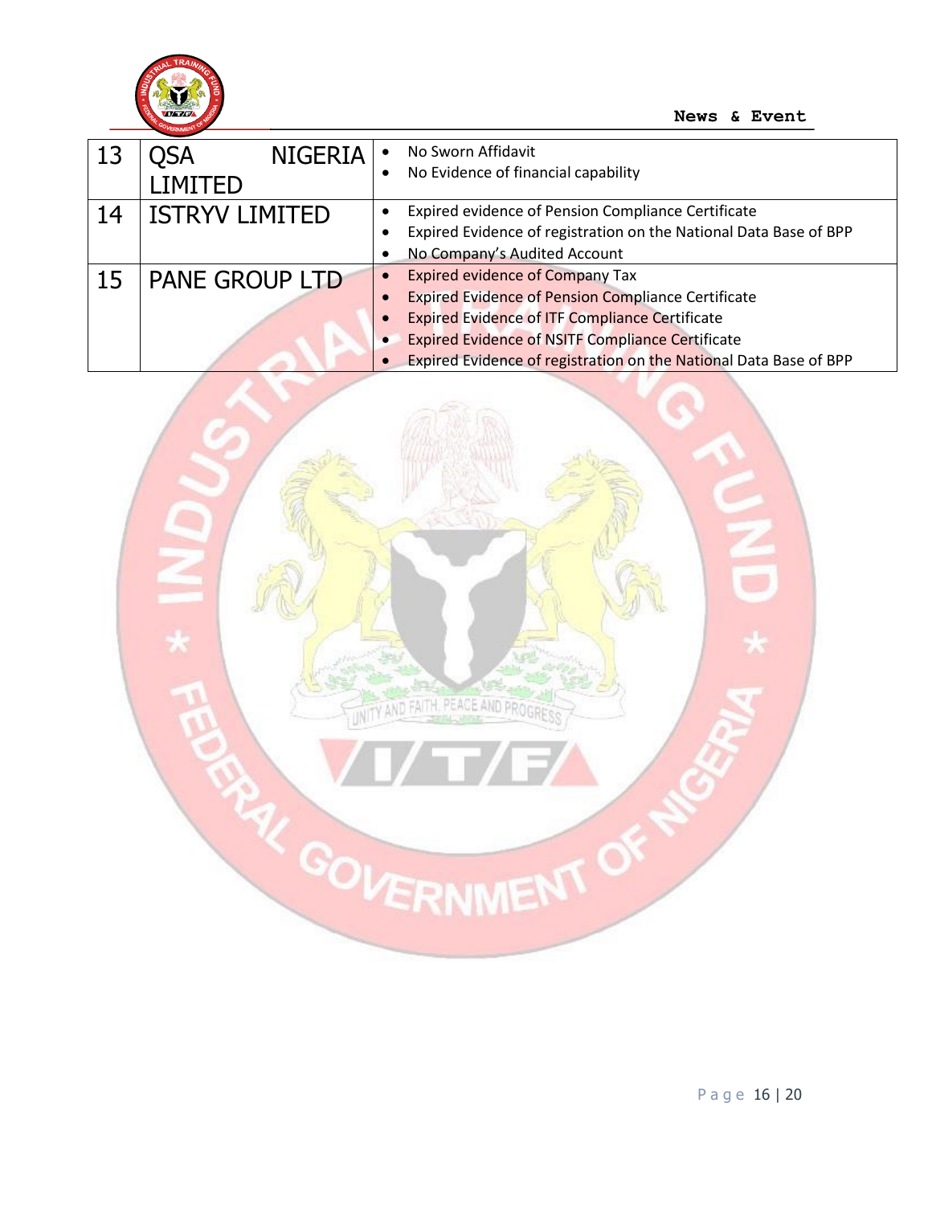| 13 | QSA NIGERIA LIMITED | • No Sworn Affidavit<br>• No Evidence of financial capability |
|---|---|---|
| 14 | ISTRYV LIMITED | • Expired evidence of Pension Compliance Certificate<br>• Expired Evidence of registration on the National Data Base of BPP<br>• No Company's Audited Account |
| 15 | PANE GROUP LTD | • Expired evidence of Company Tax<br>• Expired Evidence of Pension Compliance Certificate<br>• Expired Evidence of ITF Compliance Certificate<br>• Expired Evidence of NSITF Compliance Certificate<br>• Expired Evidence of registration on the National Data Base of BPP |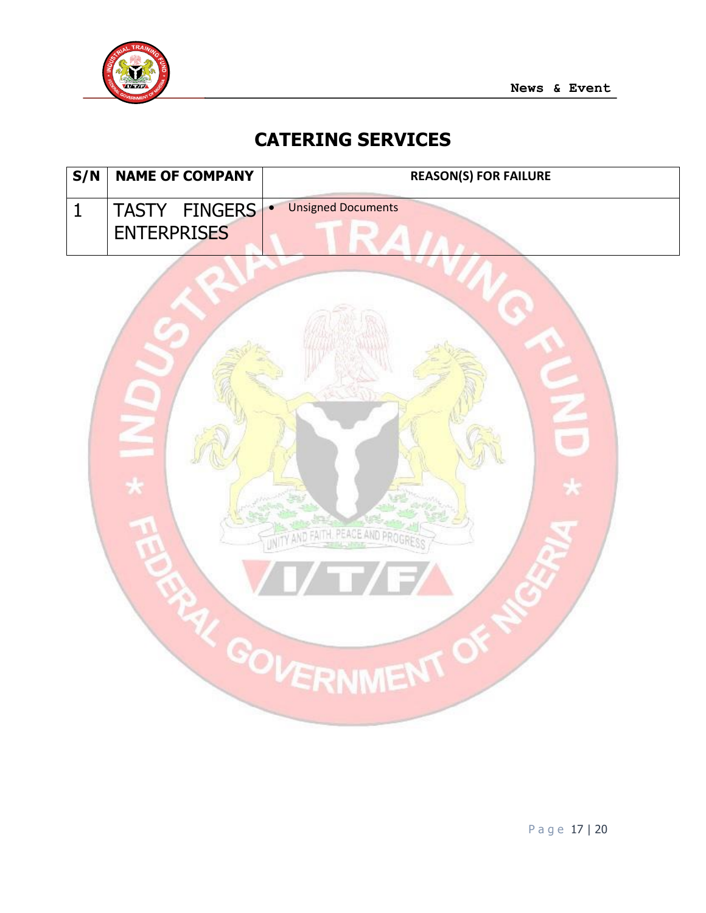## CATERING SERVICES

| S/N | NAME OF COMPANY | REASON(S) FOR FAILURE |
|---|---|---|
| 1 | TASTY FINGERS ENTERPRISES | • Unsigned Documents |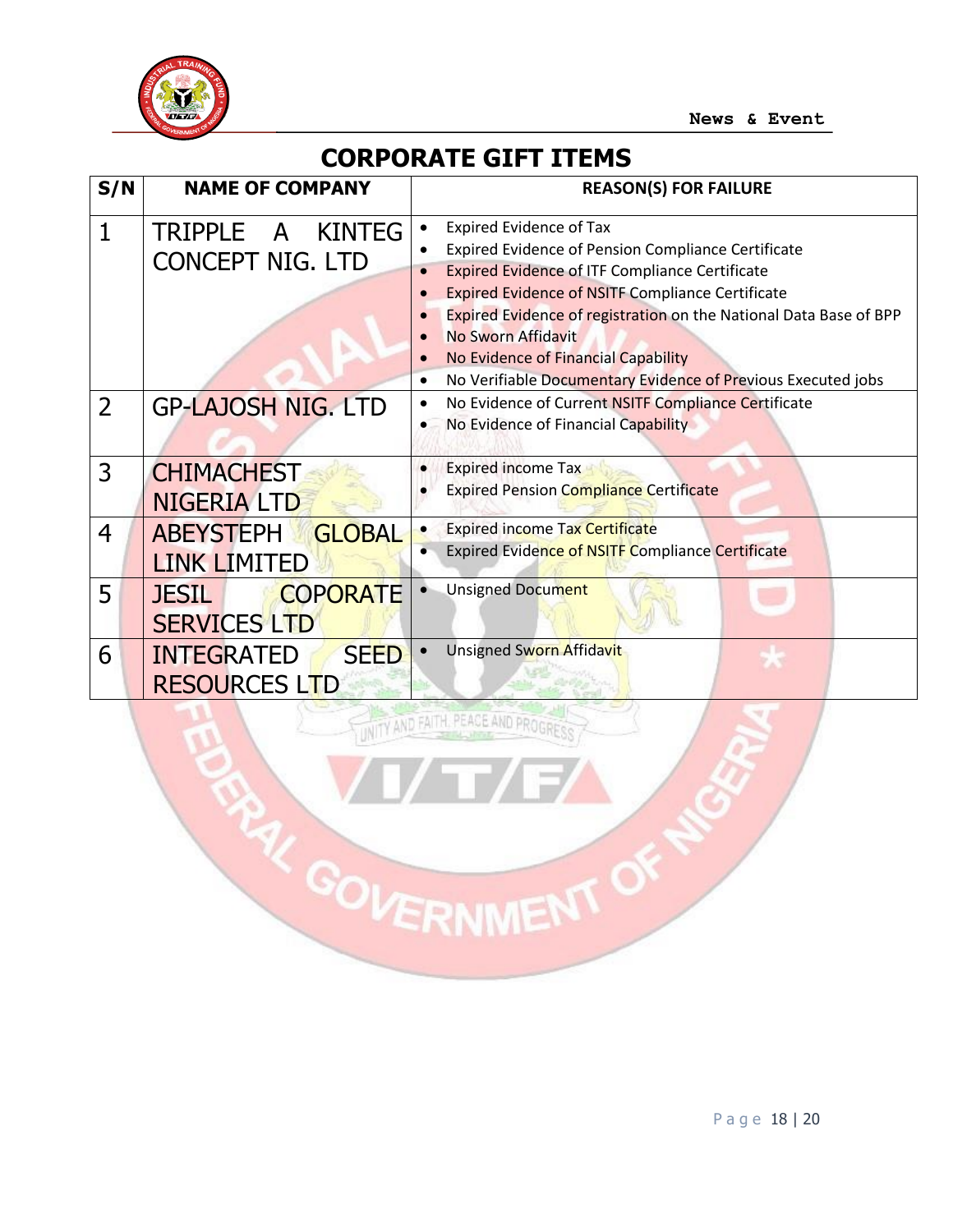# CORPORATE GIFT ITEMS

| S/N | NAME OF COMPANY | REASON(S) FOR FAILURE |
|---|---|---|
| 1 | TRIPPLE A KINTEG CONCEPT NIG. LTD | • Expired Evidence of Tax<br>• Expired Evidence of Pension Compliance Certificate<br>• Expired Evidence of ITF Compliance Certificate<br>• Expired Evidence of NSITF Compliance Certificate<br>• Expired Evidence of registration on the National Data Base of BPP<br>• No Sworn Affidavit<br>• No Evidence of Financial Capability<br>• No Verifiable Documentary Evidence of Previous Executed jobs |
| 2 | GP-LAJOSH NIG. LTD | • No Evidence of Current NSITF Compliance Certificate<br>• No Evidence of Financial Capability |
| 3 | CHIMACHEST NIGERIA LTD | • Expired income Tax<br>• Expired Pension Compliance Certificate |
| 4 | ABEYSTEPH GLOBAL LINK LIMITED | • Expired income Tax Certificate<br>• Expired Evidence of NSITF Compliance Certificate |
| 5 | JESIL COPORATE SERVICES LTD | • Unsigned Document |
| 6 | INTEGRATED SEED RESOURCES LTD | • Unsigned Sworn Affidavit |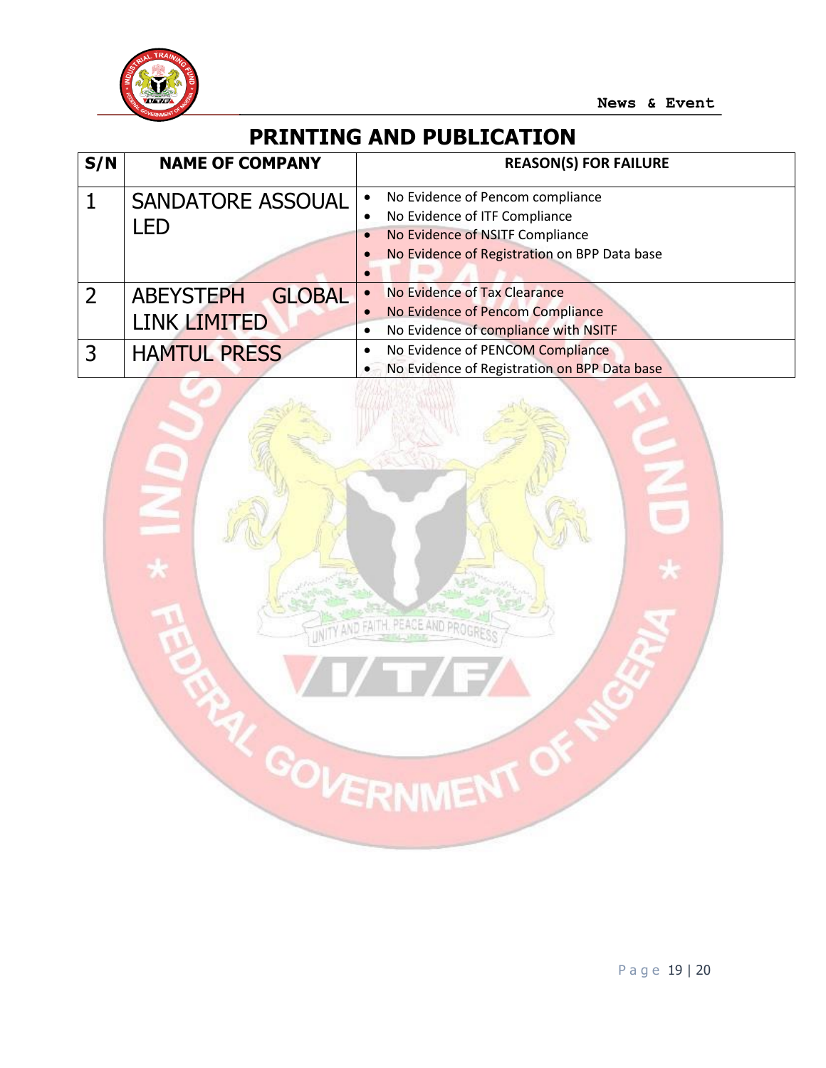# PRINTING AND PUBLICATION

| S/N | NAME OF COMPANY | REASON(S) FOR FAILURE |
|---|---|---|
| 1 | SANDATORE ASSOUAL LED | • No Evidence of Pencom compliance<br>• No Evidence of ITF Compliance<br>• No Evidence of NSITF Compliance<br>• No Evidence of Registration on BPP Data base<br>• |
| 2 | ABEYSTEPH GLOBAL LINK LIMITED | • No Evidence of Tax Clearance<br>• No Evidence of Pencom Compliance<br>• No Evidence of compliance with NSITF |
| 3 | HAMTUL PRESS | • No Evidence of PENCOM Compliance<br>• No Evidence of Registration on BPP Data base |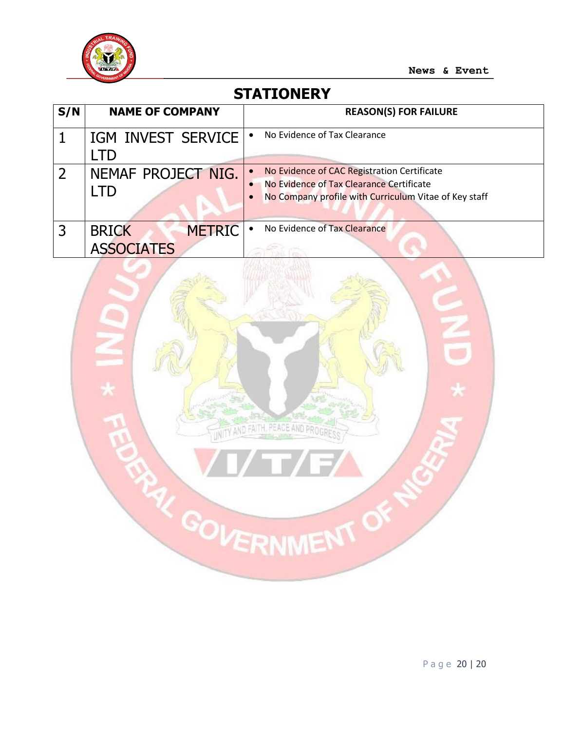## STATIONERY

| S/N | NAME OF COMPANY | REASON(S) FOR FAILURE |
|---|---|---|
| 1 | IGM INVEST SERVICE LTD | • No Evidence of Tax Clearance |
| 2 | NEMAF PROJECT NIG. LTD | • No Evidence of CAC Registration Certificate<br>• No Evidence of Tax Clearance Certificate<br>• No Company profile with Curriculum Vitae of Key staff |
| 3 | BRICK METRIC ASSOCIATES | • No Evidence of Tax Clearance |